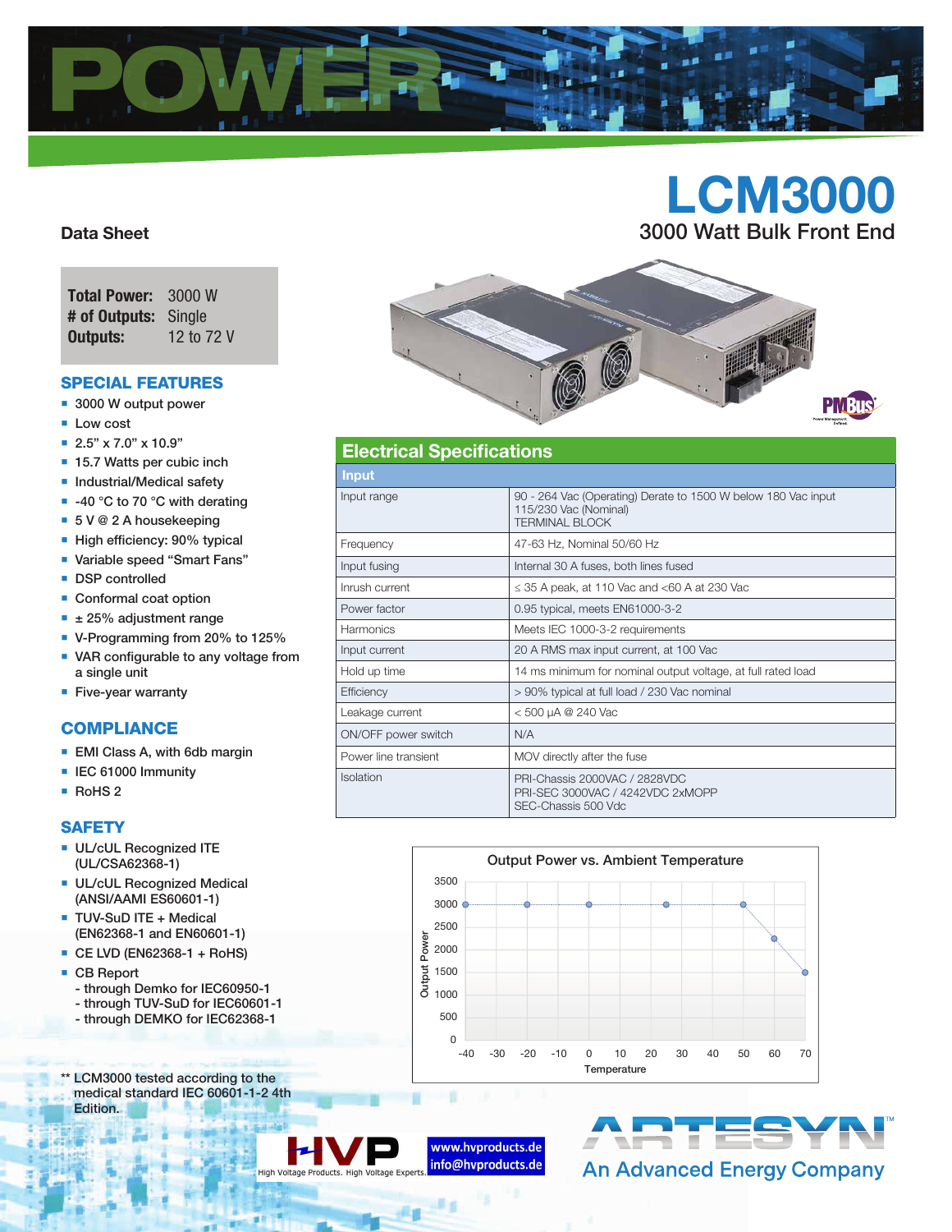# LCM3000

## 3000 Watt Bulk Front End

**Data Sheet**

**Total Power:** 3000 W
**# of Outputs:** Single
**Outputs:** 12 to 72 V

## SPECIAL FEATURES

- 3000 W output power
- Low cost
- 2.5" x 7.0" x 10.9"
- 15.7 Watts per cubic inch
- Industrial/Medical safety
- -40 °C to 70 °C with derating
- 5 V @ 2 A housekeeping
- High efficiency: 90% typical
- Variable speed "Smart Fans"
- DSP controlled
- Conformal coat option
- ± 25% adjustment range
- V-Programming from 20% to 125%
- VAR configurable to any voltage from a single unit
- Five-year warranty

## COMPLIANCE

- EMI Class A, with 6db margin
- IEC 61000 Immunity
- RoHS 2

## SAFETY

- UL/cUL Recognized ITE (UL/CSA62368-1)
- UL/cUL Recognized Medical (ANSI/AAMI ES60601-1)
- TUV-SuD ITE + Medical (EN62368-1 and EN60601-1)
- CE LVD (EN62368-1 + RoHS)
- CB Report
  - through Demko for IEC60950-1
  - through TUV-SuD for IEC60601-1
  - through DEMKO for IEC62368-1

** LCM3000 tested according to the medical standard IEC 60601-1-2 4th Edition.

## Electrical Specifications

| Input | |
|---|---|
| Input range | 90 - 264 Vac (Operating) Derate to 1500 W below 180 Vac input<br>115/230 Vac (Nominal)<br>TERMINAL BLOCK |
| Frequency | 47-63 Hz, Nominal 50/60 Hz |
| Input fusing | Internal 30 A fuses, both lines fused |
| Inrush current | ≤ 35 A peak, at 110 Vac and <60 A at 230 Vac |
| Power factor | 0.95 typical, meets EN61000-3-2 |
| Harmonics | Meets IEC 1000-3-2 requirements |
| Input current | 20 A RMS max input current, at 100 Vac |
| Hold up time | 14 ms minimum for nominal output voltage, at full rated load |
| Efficiency | > 90% typical at full load / 230 Vac nominal |
| Leakage current | < 500 µA @ 240 Vac |
| ON/OFF power switch | N/A |
| Power line transient | MOV directly after the fuse |
| Isolation | PRI-Chassis 2000VAC / 2828VDC<br>PRI-SEC 3000VAC / 4242VDC 2xMOPP<br>SEC-Chassis 500 Vdc |

**Output Power vs. Ambient Temperature**

| Temperature | -40 | -20 | 0 | 25 | 50 | 60 | 70 |
|---|---|---|---|---|---|---|---|
| Output Power | 3000 | 3000 | 3000 | 3000 | 3000 | 2250 | 1500 |

www.hvproducts.de
info@hvproducts.de

ARTESYN — An Advanced Energy Company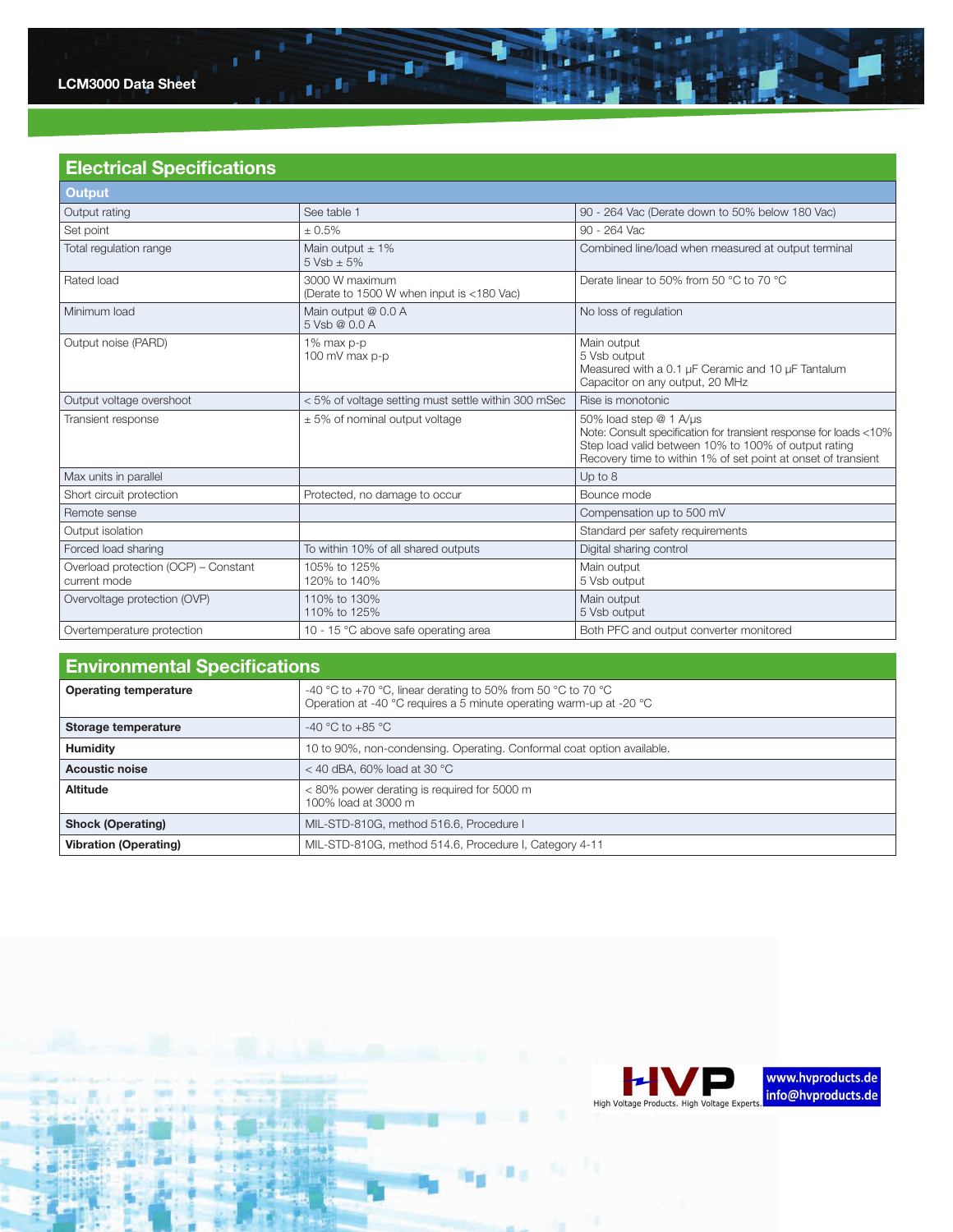## Electrical Specifications

| Output | | |
|---|---|---|
| Output rating | See table 1 | 90 - 264 Vac (Derate down to 50% below 180 Vac) |
| Set point | ± 0.5% | 90 - 264 Vac |
| Total regulation range | Main output ± 1%<br>5 Vsb ± 5% | Combined line/load when measured at output terminal |
| Rated load | 3000 W maximum<br>(Derate to 1500 W when input is <180 Vac) | Derate linear to 50% from 50 °C to 70 °C |
| Minimum load | Main output @ 0.0 A<br>5 Vsb @ 0.0 A | No loss of regulation |
| Output noise (PARD) | 1% max p-p<br>100 mV max p-p | Main output<br>5 Vsb output<br>Measured with a 0.1 µF Ceramic and 10 µF Tantalum Capacitor on any output, 20 MHz |
| Output voltage overshoot | < 5% of voltage setting must settle within 300 mSec | Rise is monotonic |
| Transient response | ± 5% of nominal output voltage | 50% load step @ 1 A/µs<br>Note: Consult specification for transient response for loads <10%<br>Step load valid between 10% to 100% of output rating<br>Recovery time to within 1% of set point at onset of transient |
| Max units in parallel | | Up to 8 |
| Short circuit protection | Protected, no damage to occur | Bounce mode |
| Remote sense | | Compensation up to 500 mV |
| Output isolation | | Standard per safety requirements |
| Forced load sharing | To within 10% of all shared outputs | Digital sharing control |
| Overload protection (OCP) – Constant current mode | 105% to 125%<br>120% to 140% | Main output<br>5 Vsb output |
| Overvoltage protection (OVP) | 110% to 130%<br>110% to 125% | Main output<br>5 Vsb output |
| Overtemperature protection | 10 - 15 °C above safe operating area | Both PFC and output converter monitored |

## Environmental Specifications

| | |
|---|---|
| **Operating temperature** | -40 °C to +70 °C, linear derating to 50% from 50 °C to 70 °C<br>Operation at -40 °C requires a 5 minute operating warm-up at -20 °C |
| **Storage temperature** | -40 °C to +85 °C |
| **Humidity** | 10 to 90%, non-condensing. Operating. Conformal coat option available. |
| **Acoustic noise** | < 40 dBA, 60% load at 30 °C |
| **Altitude** | < 80% power derating is required for 5000 m<br>100% load at 3000 m |
| **Shock (Operating)** | MIL-STD-810G, method 516.6, Procedure I |
| **Vibration (Operating)** | MIL-STD-810G, method 514.6, Procedure I, Category 4-11 |

HVP High Voltage Products. High Voltage Experts.
www.hvproducts.de
info@hvproducts.de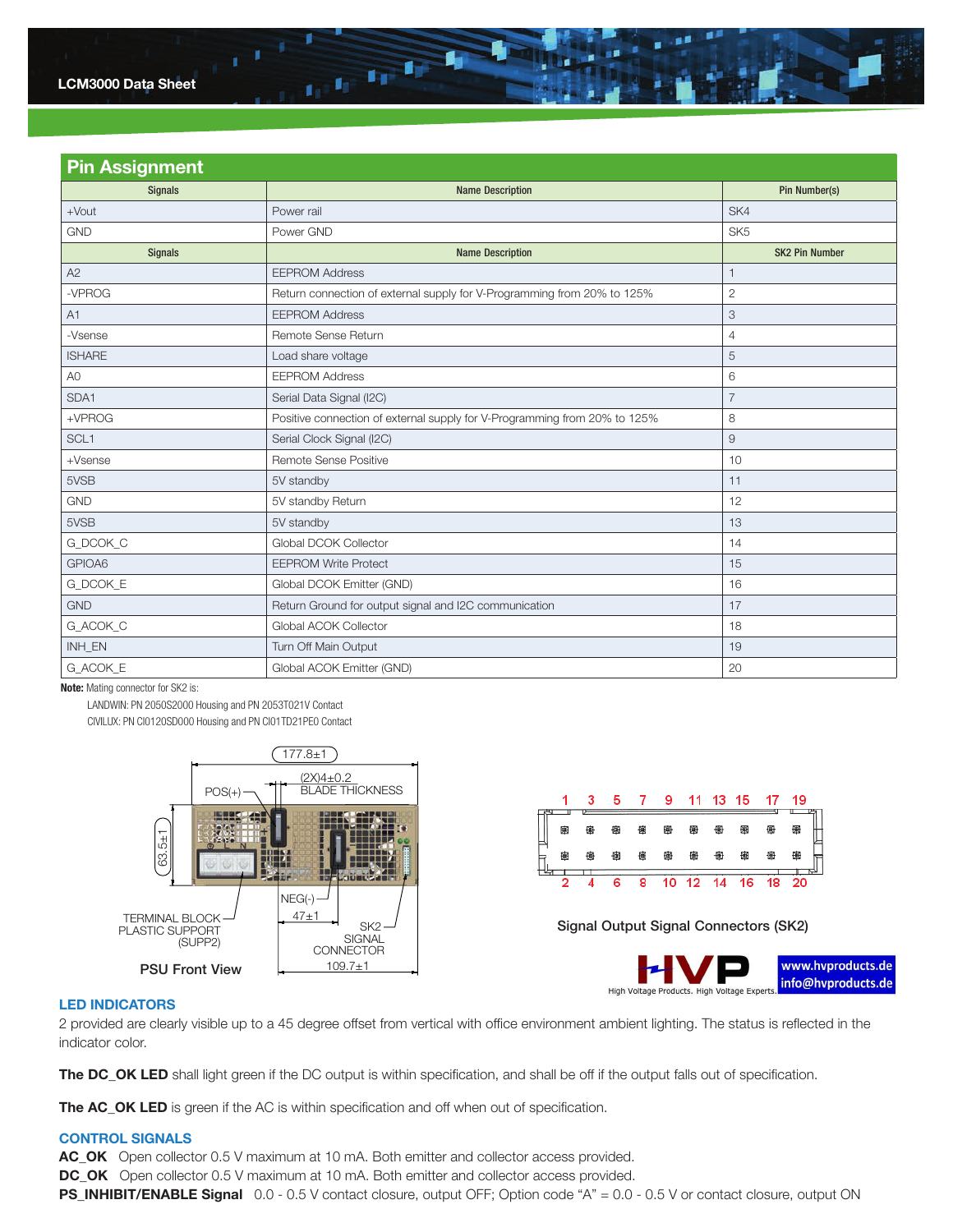## Pin Assignment

| Signals | Name Description | Pin Number(s) |
|---|---|---|
| +Vout | Power rail | SK4 |
| GND | Power GND | SK5 |
| **Signals** | **Name Description** | **SK2 Pin Number** |
| A2 | EEPROM Address | 1 |
| -VPROG | Return connection of external supply for V-Programming from 20% to 125% | 2 |
| A1 | EEPROM Address | 3 |
| -Vsense | Remote Sense Return | 4 |
| ISHARE | Load share voltage | 5 |
| A0 | EEPROM Address | 6 |
| SDA1 | Serial Data Signal (I2C) | 7 |
| +VPROG | Positive connection of external supply for V-Programming from 20% to 125% | 8 |
| SCL1 | Serial Clock Signal (I2C) | 9 |
| +Vsense | Remote Sense Positive | 10 |
| 5VSB | 5V standby | 11 |
| GND | 5V standby Return | 12 |
| 5VSB | 5V standby | 13 |
| G_DCOK_C | Global DCOK Collector | 14 |
| GPIOA6 | EEPROM Write Protect | 15 |
| G_DCOK_E | Global DCOK Emitter (GND) | 16 |
| GND | Return Ground for output signal and I2C communication | 17 |
| G_ACOK_C | Global ACOK Collector | 18 |
| INH_EN | Turn Off Main Output | 19 |
| G_ACOK_E | Global ACOK Emitter (GND) | 20 |

**Note:** Mating connector for SK2 is:

LANDWIN: PN 2050S2000 Housing and PN 2053T021V Contact

CIVILUX: PN CI0120SD000 Housing and PN CI01TD21PE0 Contact

177.8±1

POS(+)

(2X)4±0.2 BLADE THICKNESS

63.5±1

NEG(-)

47±1

TERMINAL BLOCK PLASTIC SUPPORT (SUPP2)

SK2 SIGNAL CONNECTOR

109.7±1

PSU Front View

1 3 5 7 9 11 13 15 17 19

2 4 6 8 10 12 14 16 18 20

Signal Output Signal Connectors (SK2)

HVP High Voltage Products. High Voltage Experts. www.hvproducts.de info@hvproducts.de

### LED INDICATORS

2 provided are clearly visible up to a 45 degree offset from vertical with office environment ambient lighting. The status is reflected in the indicator color.

**The DC_OK LED** shall light green if the DC output is within specification, and shall be off if the output falls out of specification.

**The AC_OK LED** is green if the AC is within specification and off when out of specification.

### CONTROL SIGNALS

**AC_OK** Open collector 0.5 V maximum at 10 mA. Both emitter and collector access provided.

**DC_OK** Open collector 0.5 V maximum at 10 mA. Both emitter and collector access provided.

**PS_INHIBIT/ENABLE Signal** 0.0 - 0.5 V contact closure, output OFF; Option code “A” = 0.0 - 0.5 V or contact closure, output ON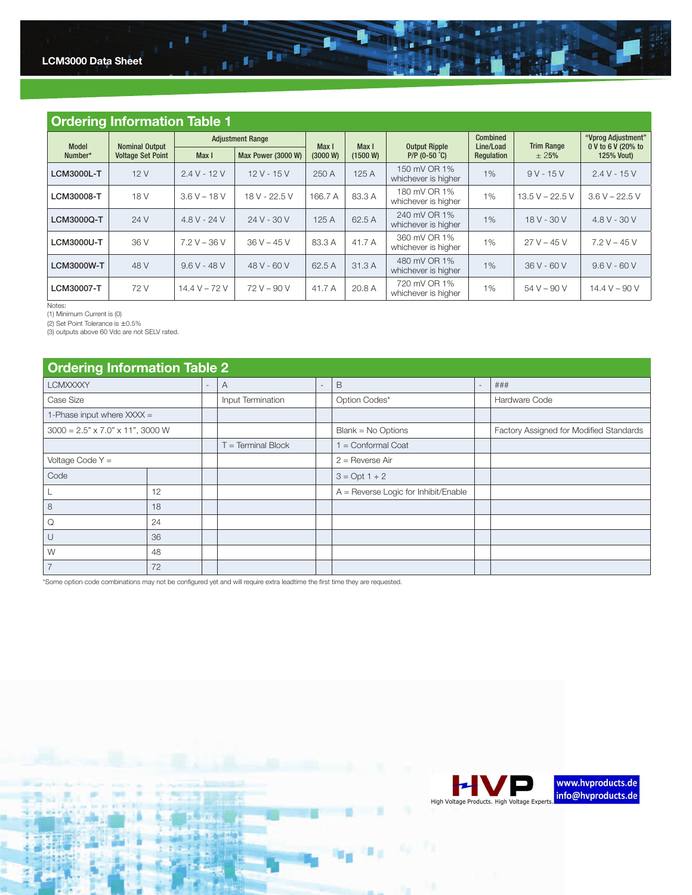## Ordering Information Table 1

| Model Number* | Nominal Output Voltage Set Point | Adjustment Range | | Max I (3000 W) | Max I (1500 W) | Output Ripple P/P (0-50 °C) | Combined Line/Load Regulation | Trim Range ± 25% | "Vprog Adjustment" 0 V to 6 V (20% to 125% Vout) |
|---|---|---|---|---|---|---|---|---|---|
| | | Max I | Max Power (3000 W) | | | | | | |
| **LCM3000L-T** | 12 V | 2.4 V - 12 V | 12 V - 15 V | 250 A | 125 A | 150 mV OR 1% whichever is higher | 1% | 9 V - 15 V | 2.4 V - 15 V |
| **LCM30008-T** | 18 V | 3.6 V – 18 V | 18 V - 22.5 V | 166.7 A | 83.3 A | 180 mV OR 1% whichever is higher | 1% | 13.5 V – 22.5 V | 3.6 V – 22.5 V |
| **LCM3000Q-T** | 24 V | 4.8 V - 24 V | 24 V - 30 V | 125 A | 62.5 A | 240 mV OR 1% whichever is higher | 1% | 18 V - 30 V | 4.8 V - 30 V |
| **LCM3000U-T** | 36 V | 7.2 V – 36 V | 36 V – 45 V | 83.3 A | 41.7 A | 360 mV OR 1% whichever is higher | 1% | 27 V – 45 V | 7.2 V – 45 V |
| **LCM3000W-T** | 48 V | 9.6 V - 48 V | 48 V - 60 V | 62.5 A | 31.3 A | 480 mV OR 1% whichever is higher | 1% | 36 V - 60 V | 9.6 V - 60 V |
| **LCM30007-T** | 72 V | 14.4 V – 72 V | 72 V – 90 V | 41.7 A | 20.8 A | 720 mV OR 1% whichever is higher | 1% | 54 V – 90 V | 14.4 V – 90 V |

Notes:
(1) Minimum Current is (0)
(2) Set Point Tolerance is ±0.5%
(3) outputs above 60 Vdc are not SELV rated.

## Ordering Information Table 2

| LCMXXXXY | | - | A | - | B | - | ### |
|---|---|---|---|---|---|---|---|
| Case Size | | | Input Termination | | Option Codes* | | Hardware Code |
| 1-Phase input where XXXX = | | | | | | | |
| 3000 = 2.5" x 7.0" x 11", 3000 W | | | | | Blank = No Options | | Factory Assigned for Modified Standards |
| | | | T = Terminal Block | | 1 = Conformal Coat | | |
| Voltage Code Y = | | | | | 2 = Reverse Air | | |
| Code | | | | | 3 = Opt 1 + 2 | | |
| L | 12 | | | | A = Reverse Logic for Inhibit/Enable | | |
| 8 | 18 | | | | | | |
| Q | 24 | | | | | | |
| U | 36 | | | | | | |
| W | 48 | | | | | | |
| 7 | 72 | | | | | | |

*Some option code combinations may not be configured yet and will require extra leadtime the first time they are requested.

HVP High Voltage Products. High Voltage Experts.
www.hvproducts.de
info@hvproducts.de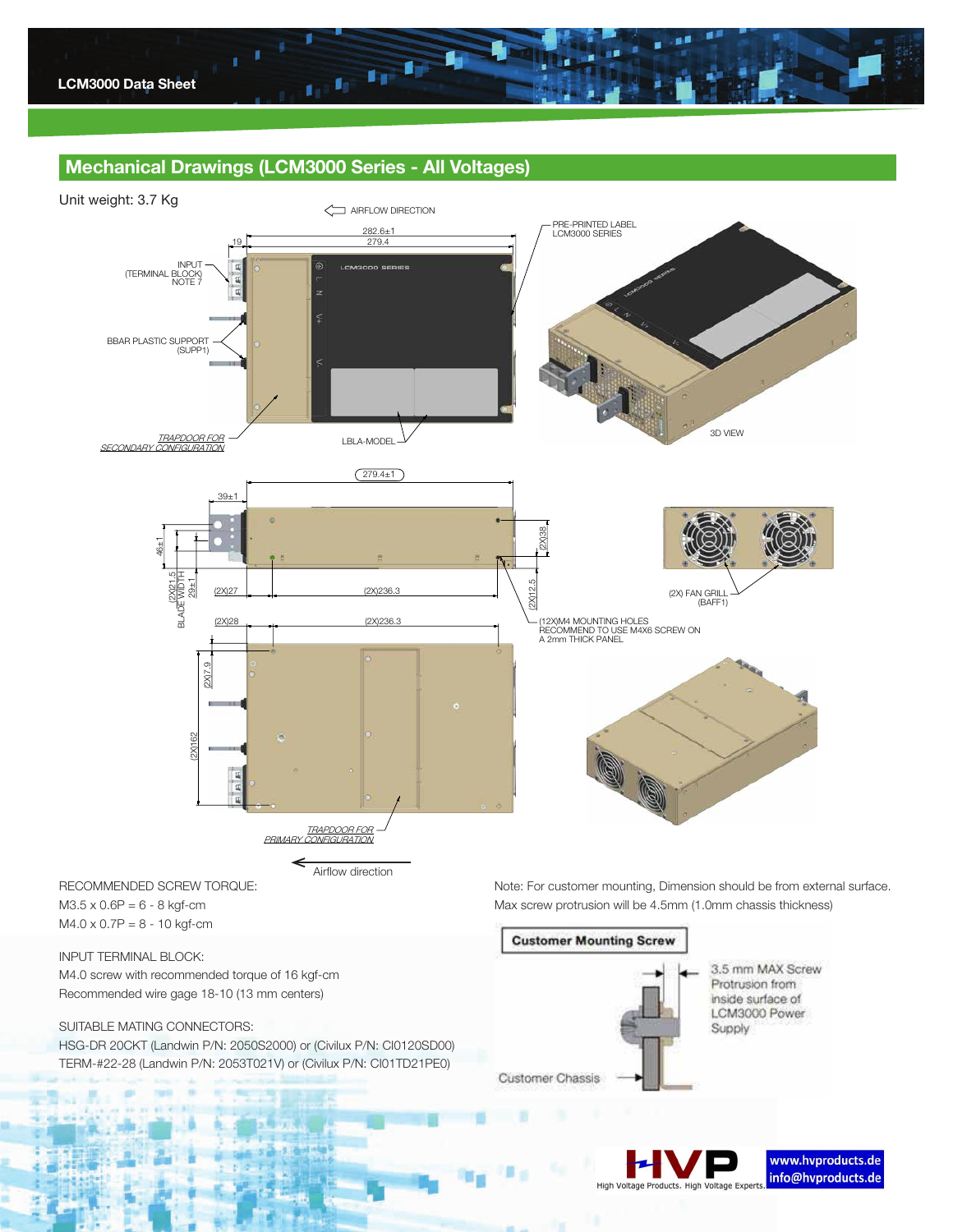## Mechanical Drawings (LCM3000 Series - All Voltages)

Unit weight: 3.7 Kg

RECOMMENDED SCREW TORQUE:

M3.5 x 0.6P = 6 - 8 kgf-cm

M4.0 x 0.7P = 8 - 10 kgf-cm

INPUT TERMINAL BLOCK:

M4.0 screw with recommended torque of 16 kgf-cm

Recommended wire gage 18-10 (13 mm centers)

SUITABLE MATING CONNECTORS:

HSG-DR 20CKT (Landwin P/N: 2050S2000) or (Civilux P/N: CI0120SD00)

TERM-#22-28 (Landwin P/N: 2053T021V) or (Civilux P/N: CI01TD21PE0)

Note: For customer mounting, Dimension should be from external surface. Max screw protrusion will be 4.5mm (1.0mm chassis thickness)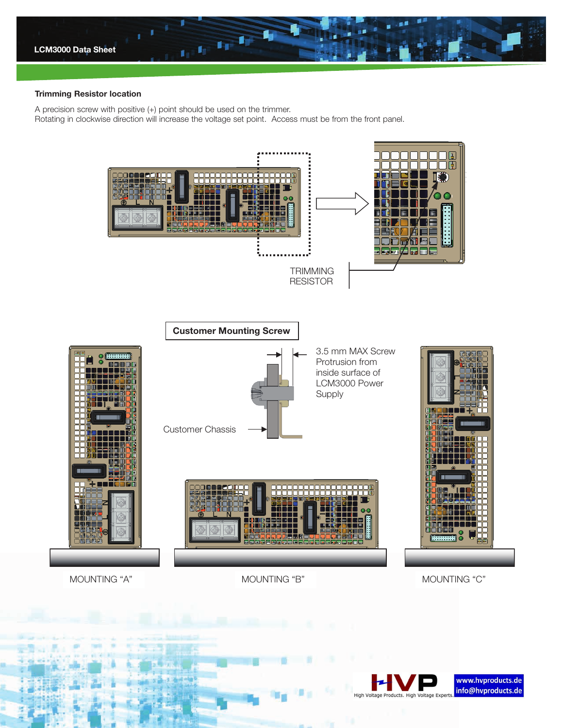### Trimming Resistor location

A precision screw with positive (+) point should be used on the trimmer.
Rotating in clockwise direction will increase the voltage set point. Access must be from the front panel.

TRIMMING RESISTOR

**Customer Mounting Screw**

3.5 mm MAX Screw Protrusion from inside surface of LCM3000 Power Supply

Customer Chassis

MOUNTING "A"

MOUNTING "B"

MOUNTING "C"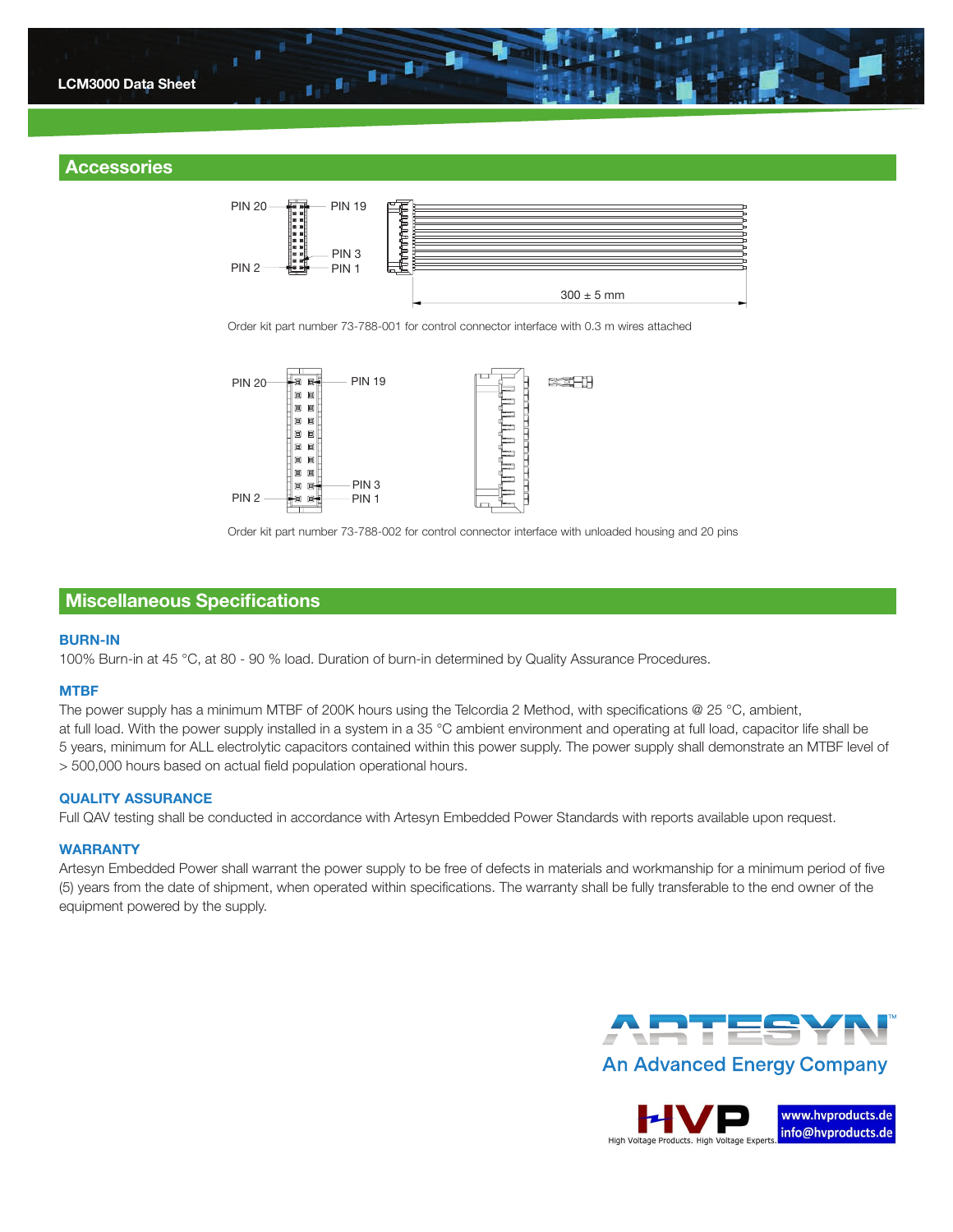## Accessories

PIN 20
PIN 19
PIN 3
PIN 2
PIN 1
300 ± 5 mm

Order kit part number 73-788-001 for control connector interface with 0.3 m wires attached

PIN 20
PIN 19
PIN 3
PIN 2
PIN 1

Order kit part number 73-788-002 for control connector interface with unloaded housing and 20 pins

## Miscellaneous Specifications

### BURN-IN

100% Burn-in at 45 °C, at 80 - 90 % load. Duration of burn-in determined by Quality Assurance Procedures.

### MTBF

The power supply has a minimum MTBF of 200K hours using the Telcordia 2 Method, with specifications @ 25 °C, ambient, at full load. With the power supply installed in a system in a 35 °C ambient environment and operating at full load, capacitor life shall be 5 years, minimum for ALL electrolytic capacitors contained within this power supply. The power supply shall demonstrate an MTBF level of > 500,000 hours based on actual field population operational hours.

### QUALITY ASSURANCE

Full QAV testing shall be conducted in accordance with Artesyn Embedded Power Standards with reports available upon request.

### WARRANTY

Artesyn Embedded Power shall warrant the power supply to be free of defects in materials and workmanship for a minimum period of five (5) years from the date of shipment, when operated within specifications. The warranty shall be fully transferable to the end owner of the equipment powered by the supply.

ARTESYN™
An Advanced Energy Company

HVP
High Voltage Products. High Voltage Experts.
www.hvproducts.de
info@hvproducts.de